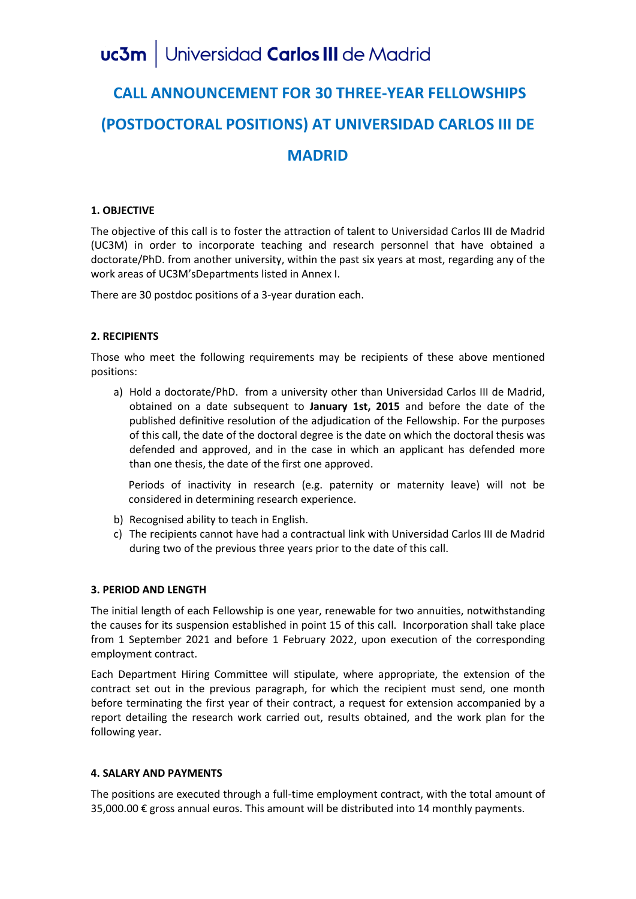uc3m | Universidad **Carlos III** de Madrid

# CALL ANNOUNCEMENT FOR 30 THREE-YEAR FELLOWSHIPS (POSTDOCTORAL POSITIONS) AT UNIVERSIDAD CARLOS III DE MADRID

### 1. OBJECTIVE

The objective of this call is to foster the attraction of talent to Universidad Carlos III de Madrid (UC3M) in order to incorporate teaching and research personnel that have obtained a doctorate/PhD. from another university, within the past six years at most, regarding any of the work areas of UC3M'sDepartments listed in Annex I.

There are 30 postdoc positions of a 3-year duration each.

### 2. RECIPIENTS

Those who meet the following requirements may be recipients of these above mentioned positions:

a) Hold a doctorate/PhD. from a university other than Universidad Carlos III de Madrid, obtained on a date subsequent to **January 1st, 2015** and before the date of the published definitive resolution of the adjudication of the Fellowship. For the purposes of this call, the date of the doctoral degree is the date on which the doctoral thesis was defended and approved, and in the case in which an applicant has defended more than one thesis, the date of the first one approved.

   Periods of inactivity in research (e.g. paternity or maternity leave) will not be considered in determining research experience.

b) Recognised ability to teach in English.

c) The recipients cannot have had a contractual link with Universidad Carlos III de Madrid during two of the previous three years prior to the date of this call.

### 3. PERIOD AND LENGTH

The initial length of each Fellowship is one year, renewable for two annuities, notwithstanding the causes for its suspension established in point 15 of this call. Incorporation shall take place from 1 September 2021 and before 1 February 2022, upon execution of the corresponding employment contract.

Each Department Hiring Committee will stipulate, where appropriate, the extension of the contract set out in the previous paragraph, for which the recipient must send, one month before terminating the first year of their contract, a request for extension accompanied by a report detailing the research work carried out, results obtained, and the work plan for the following year.

### 4. SALARY AND PAYMENTS

The positions are executed through a full-time employment contract, with the total amount of 35,000.00 € gross annual euros. This amount will be distributed into 14 monthly payments.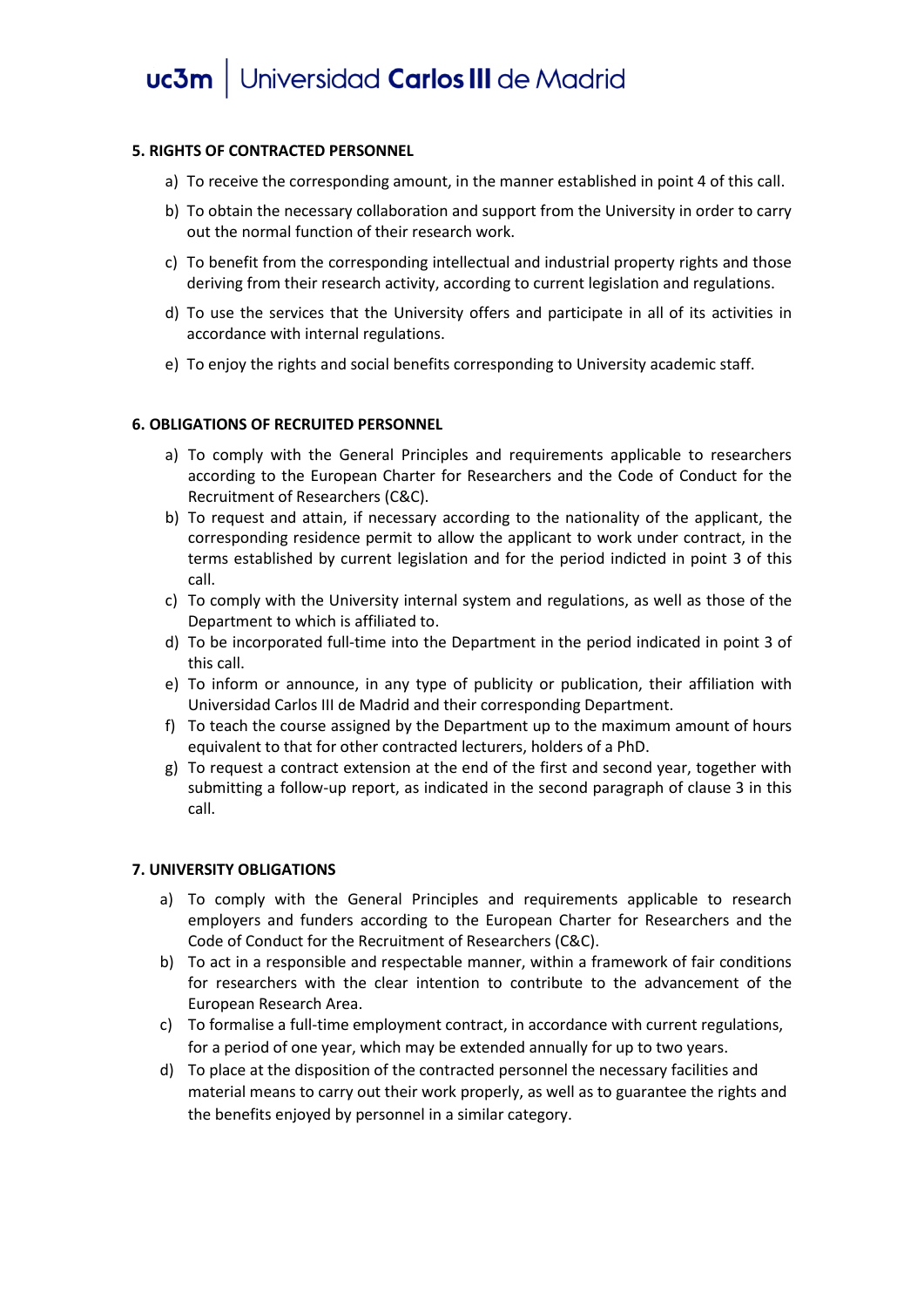**5. RIGHTS OF CONTRACTED PERSONNEL**

a) To receive the corresponding amount, in the manner established in point 4 of this call.

b) To obtain the necessary collaboration and support from the University in order to carry out the normal function of their research work.

c) To benefit from the corresponding intellectual and industrial property rights and those deriving from their research activity, according to current legislation and regulations.

d) To use the services that the University offers and participate in all of its activities in accordance with internal regulations.

e) To enjoy the rights and social benefits corresponding to University academic staff.

**6. OBLIGATIONS OF RECRUITED PERSONNEL**

a) To comply with the General Principles and requirements applicable to researchers according to the European Charter for Researchers and the Code of Conduct for the Recruitment of Researchers (C&C).

b) To request and attain, if necessary according to the nationality of the applicant, the corresponding residence permit to allow the applicant to work under contract, in the terms established by current legislation and for the period indicted in point 3 of this call.

c) To comply with the University internal system and regulations, as well as those of the Department to which is affiliated to.

d) To be incorporated full-time into the Department in the period indicated in point 3 of this call.

e) To inform or announce, in any type of publicity or publication, their affiliation with Universidad Carlos III de Madrid and their corresponding Department.

f) To teach the course assigned by the Department up to the maximum amount of hours equivalent to that for other contracted lecturers, holders of a PhD.

g) To request a contract extension at the end of the first and second year, together with submitting a follow-up report, as indicated in the second paragraph of clause 3 in this call.

**7. UNIVERSITY OBLIGATIONS**

a) To comply with the General Principles and requirements applicable to research employers and funders according to the European Charter for Researchers and the Code of Conduct for the Recruitment of Researchers (C&C).

b) To act in a responsible and respectable manner, within a framework of fair conditions for researchers with the clear intention to contribute to the advancement of the European Research Area.

c) To formalise a full-time employment contract, in accordance with current regulations, for a period of one year, which may be extended annually for up to two years.

d) To place at the disposition of the contracted personnel the necessary facilities and material means to carry out their work properly, as well as to guarantee the rights and the benefits enjoyed by personnel in a similar category.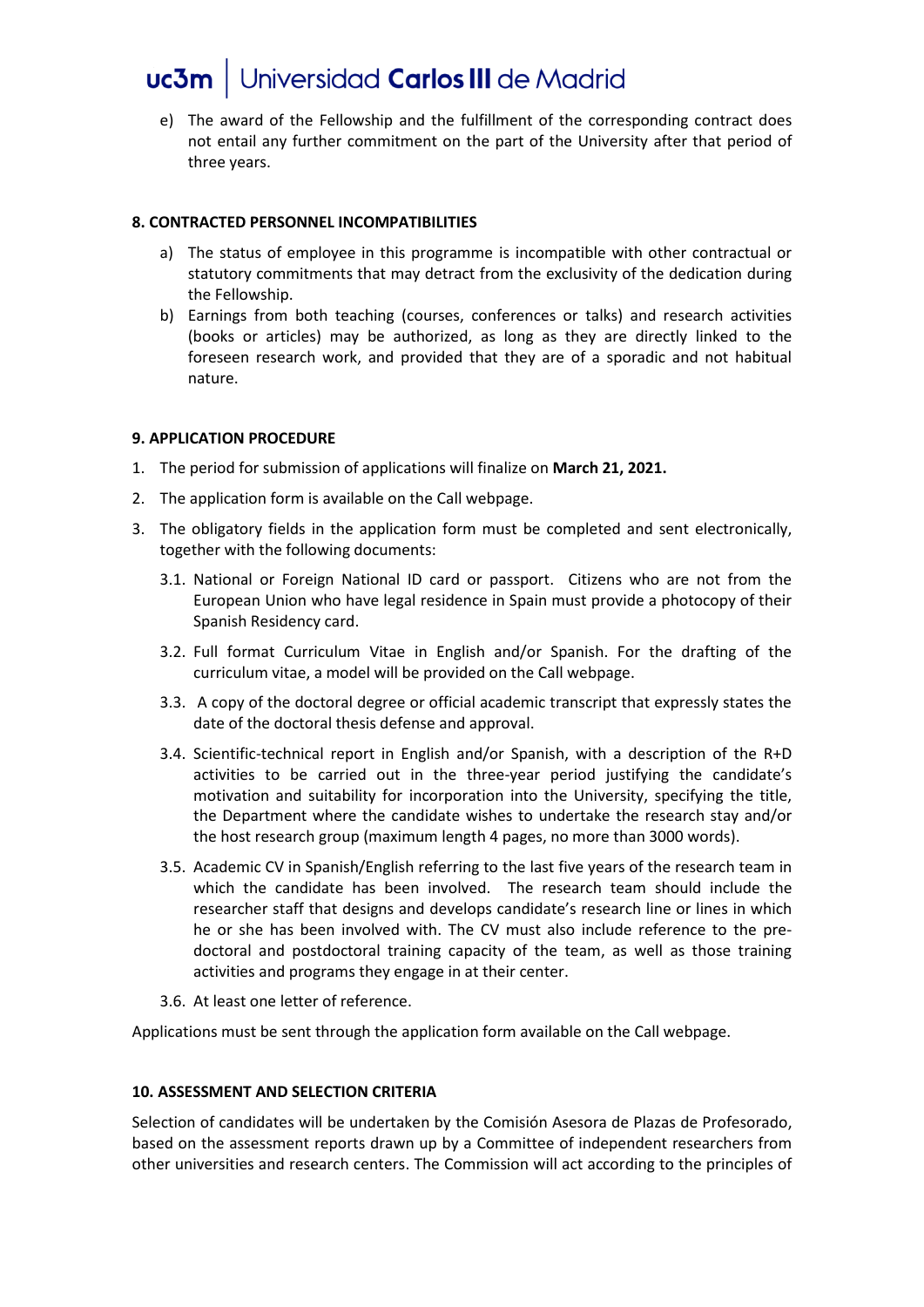e) The award of the Fellowship and the fulfillment of the corresponding contract does not entail any further commitment on the part of the University after that period of three years.

## 8. CONTRACTED PERSONNEL INCOMPATIBILITIES

a) The status of employee in this programme is incompatible with other contractual or statutory commitments that may detract from the exclusivity of the dedication during the Fellowship.

b) Earnings from both teaching (courses, conferences or talks) and research activities (books or articles) may be authorized, as long as they are directly linked to the foreseen research work, and provided that they are of a sporadic and not habitual nature.

## 9. APPLICATION PROCEDURE

1. The period for submission of applications will finalize on **March 21, 2021.**
2. The application form is available on the Call webpage.
3. The obligatory fields in the application form must be completed and sent electronically, together with the following documents:

   3.1. National or Foreign National ID card or passport. Citizens who are not from the European Union who have legal residence in Spain must provide a photocopy of their Spanish Residency card.

   3.2. Full format Curriculum Vitae in English and/or Spanish. For the drafting of the curriculum vitae, a model will be provided on the Call webpage.

   3.3. A copy of the doctoral degree or official academic transcript that expressly states the date of the doctoral thesis defense and approval.

   3.4. Scientific-technical report in English and/or Spanish, with a description of the R+D activities to be carried out in the three-year period justifying the candidate's motivation and suitability for incorporation into the University, specifying the title, the Department where the candidate wishes to undertake the research stay and/or the host research group (maximum length 4 pages, no more than 3000 words).

   3.5. Academic CV in Spanish/English referring to the last five years of the research team in which the candidate has been involved. The research team should include the researcher staff that designs and develops candidate's research line or lines in which he or she has been involved with. The CV must also include reference to the pre-doctoral and postdoctoral training capacity of the team, as well as those training activities and programs they engage in at their center.

   3.6. At least one letter of reference.

Applications must be sent through the application form available on the Call webpage.

## 10. ASSESSMENT AND SELECTION CRITERIA

Selection of candidates will be undertaken by the Comisión Asesora de Plazas de Profesorado, based on the assessment reports drawn up by a Committee of independent researchers from other universities and research centers. The Commission will act according to the principles of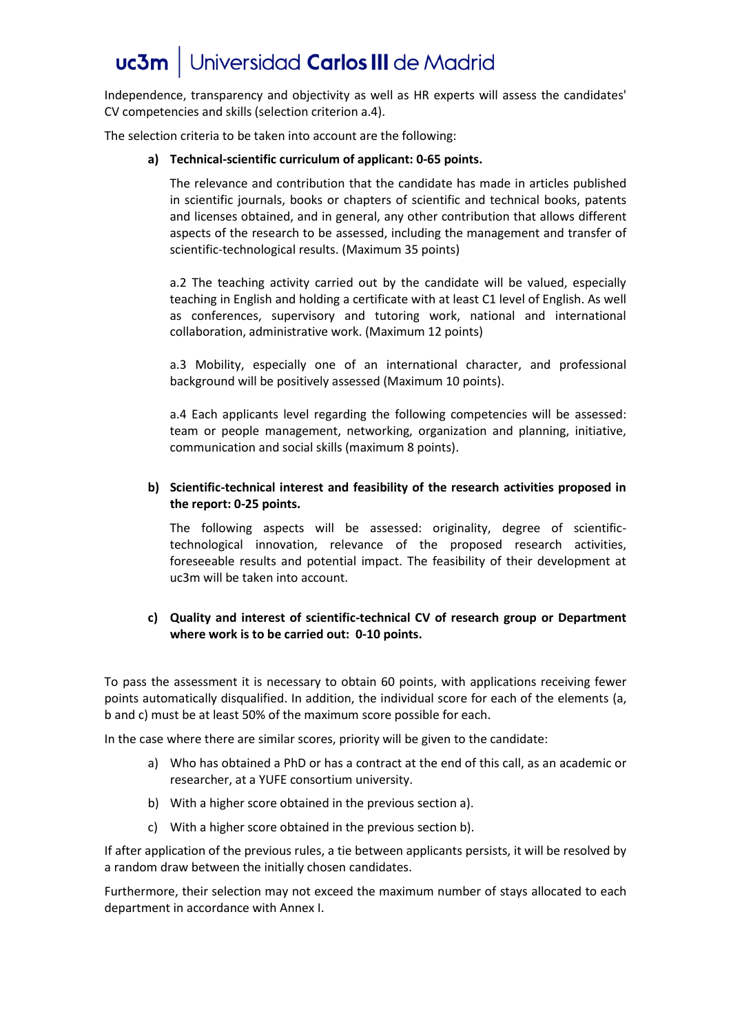Independence, transparency and objectivity as well as HR experts will assess the candidates' CV competencies and skills (selection criterion a.4).

The selection criteria to be taken into account are the following:

**a) Technical-scientific curriculum of applicant: 0-65 points.**

The relevance and contribution that the candidate has made in articles published in scientific journals, books or chapters of scientific and technical books, patents and licenses obtained, and in general, any other contribution that allows different aspects of the research to be assessed, including the management and transfer of scientific-technological results. (Maximum 35 points)

a.2 The teaching activity carried out by the candidate will be valued, especially teaching in English and holding a certificate with at least C1 level of English. As well as conferences, supervisory and tutoring work, national and international collaboration, administrative work. (Maximum 12 points)

a.3 Mobility, especially one of an international character, and professional background will be positively assessed (Maximum 10 points).

a.4 Each applicants level regarding the following competencies will be assessed: team or people management, networking, organization and planning, initiative, communication and social skills (maximum 8 points).

**b) Scientific-technical interest and feasibility of the research activities proposed in the report: 0-25 points.**

The following aspects will be assessed: originality, degree of scientific-technological innovation, relevance of the proposed research activities, foreseeable results and potential impact. The feasibility of their development at uc3m will be taken into account.

**c) Quality and interest of scientific-technical CV of research group or Department where work is to be carried out: 0-10 points.**

To pass the assessment it is necessary to obtain 60 points, with applications receiving fewer points automatically disqualified. In addition, the individual score for each of the elements (a, b and c) must be at least 50% of the maximum score possible for each.

In the case where there are similar scores, priority will be given to the candidate:

a) Who has obtained a PhD or has a contract at the end of this call, as an academic or researcher, at a YUFE consortium university.

b) With a higher score obtained in the previous section a).

c) With a higher score obtained in the previous section b).

If after application of the previous rules, a tie between applicants persists, it will be resolved by a random draw between the initially chosen candidates.

Furthermore, their selection may not exceed the maximum number of stays allocated to each department in accordance with Annex I.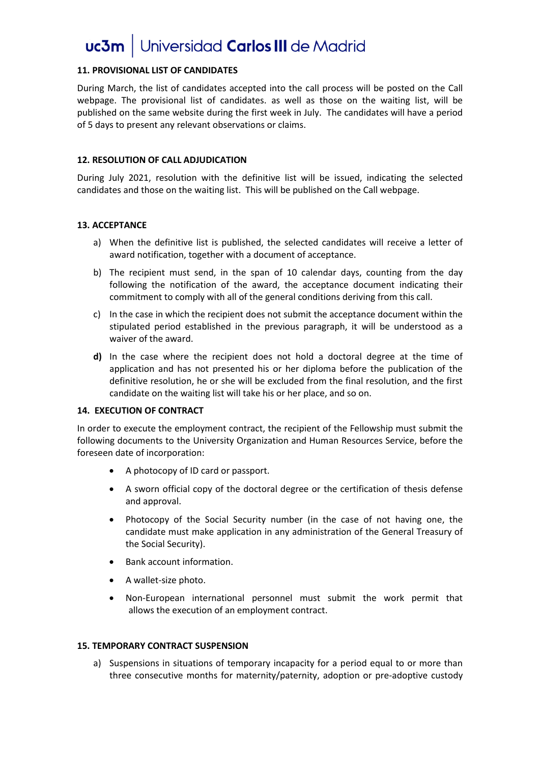## 11. PROVISIONAL LIST OF CANDIDATES

During March, the list of candidates accepted into the call process will be posted on the Call webpage. The provisional list of candidates. as well as those on the waiting list, will be published on the same website during the first week in July. The candidates will have a period of 5 days to present any relevant observations or claims.

## 12. RESOLUTION OF CALL ADJUDICATION

During July 2021, resolution with the definitive list will be issued, indicating the selected candidates and those on the waiting list. This will be published on the Call webpage.

## 13. ACCEPTANCE

a) When the definitive list is published, the selected candidates will receive a letter of award notification, together with a document of acceptance.

b) The recipient must send, in the span of 10 calendar days, counting from the day following the notification of the award, the acceptance document indicating their commitment to comply with all of the general conditions deriving from this call.

c) In the case in which the recipient does not submit the acceptance document within the stipulated period established in the previous paragraph, it will be understood as a waiver of the award.

**d)** In the case where the recipient does not hold a doctoral degree at the time of application and has not presented his or her diploma before the publication of the definitive resolution, he or she will be excluded from the final resolution, and the first candidate on the waiting list will take his or her place, and so on.

## 14. EXECUTION OF CONTRACT

In order to execute the employment contract, the recipient of the Fellowship must submit the following documents to the University Organization and Human Resources Service, before the foreseen date of incorporation:

- A photocopy of ID card or passport.
- A sworn official copy of the doctoral degree or the certification of thesis defense and approval.
- Photocopy of the Social Security number (in the case of not having one, the candidate must make application in any administration of the General Treasury of the Social Security).
- Bank account information.
- A wallet-size photo.
- Non-European international personnel must submit the work permit that allows the execution of an employment contract.

## 15. TEMPORARY CONTRACT SUSPENSION

a) Suspensions in situations of temporary incapacity for a period equal to or more than three consecutive months for maternity/paternity, adoption or pre-adoptive custody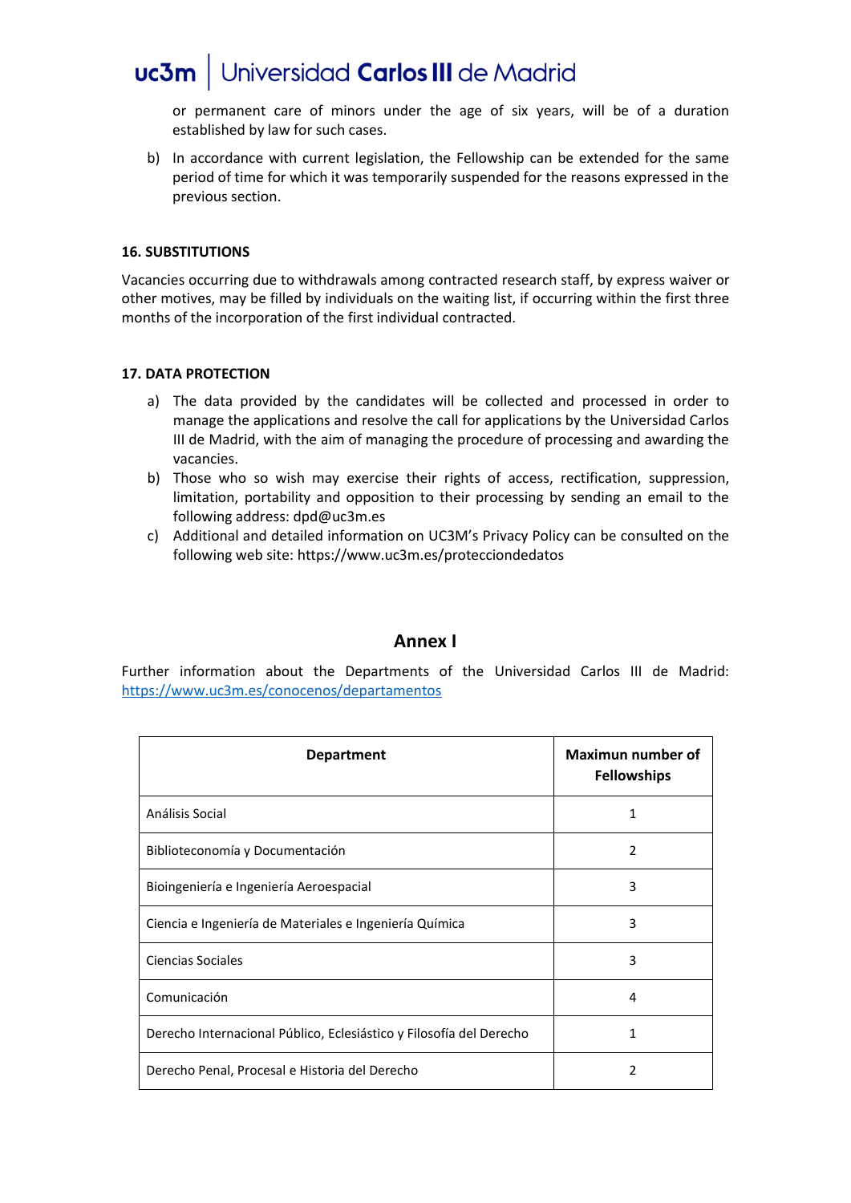or permanent care of minors under the age of six years, will be of a duration established by law for such cases.

b) In accordance with current legislation, the Fellowship can be extended for the same period of time for which it was temporarily suspended for the reasons expressed in the previous section.

**16. SUBSTITUTIONS**

Vacancies occurring due to withdrawals among contracted research staff, by express waiver or other motives, may be filled by individuals on the waiting list, if occurring within the first three months of the incorporation of the first individual contracted.

**17. DATA PROTECTION**

a) The data provided by the candidates will be collected and processed in order to manage the applications and resolve the call for applications by the Universidad Carlos III de Madrid, with the aim of managing the procedure of processing and awarding the vacancies.
b) Those who so wish may exercise their rights of access, rectification, suppression, limitation, portability and opposition to their processing by sending an email to the following address: dpd@uc3m.es
c) Additional and detailed information on UC3M's Privacy Policy can be consulted on the following web site: https://www.uc3m.es/protecciondedatos

## Annex I

Further information about the Departments of the Universidad Carlos III de Madrid: [https://www.uc3m.es/conocenos/departamentos](https://www.uc3m.es/conocenos/departamentos)

| Department | Maximun number of Fellowships |
|---|---|
| Análisis Social | 1 |
| Biblioteconomía y Documentación | 2 |
| Bioingeniería e Ingeniería Aeroespacial | 3 |
| Ciencia e Ingeniería de Materiales e Ingeniería Química | 3 |
| Ciencias Sociales | 3 |
| Comunicación | 4 |
| Derecho Internacional Público, Eclesiástico y Filosofía del Derecho | 1 |
| Derecho Penal, Procesal e Historia del Derecho | 2 |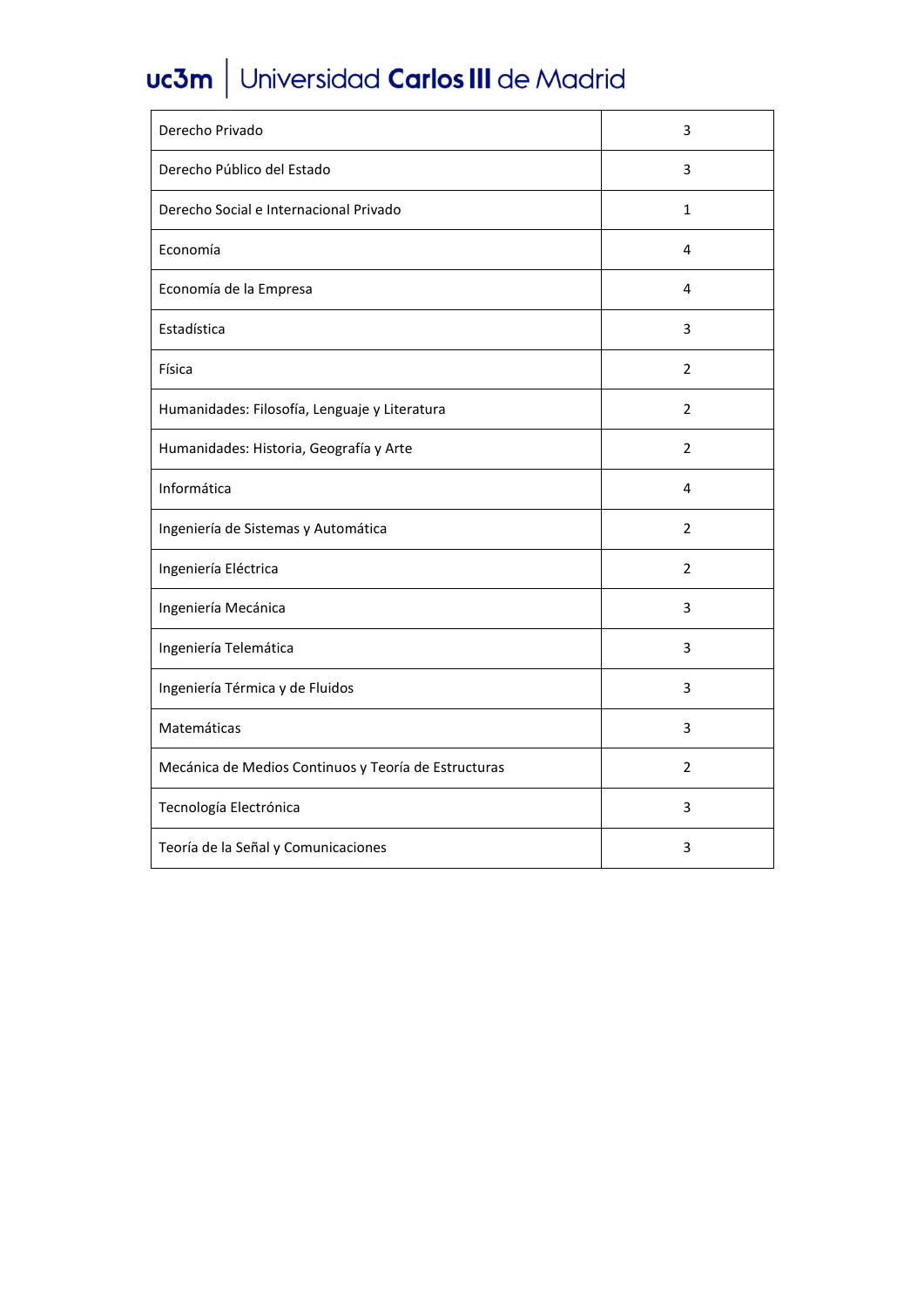| | |
|---|---|
| Derecho Privado | 3 |
| Derecho Público del Estado | 3 |
| Derecho Social e Internacional Privado | 1 |
| Economía | 4 |
| Economía de la Empresa | 4 |
| Estadística | 3 |
| Física | 2 |
| Humanidades: Filosofía, Lenguaje y Literatura | 2 |
| Humanidades: Historia, Geografía y Arte | 2 |
| Informática | 4 |
| Ingeniería de Sistemas y Automática | 2 |
| Ingeniería Eléctrica | 2 |
| Ingeniería Mecánica | 3 |
| Ingeniería Telemática | 3 |
| Ingeniería Térmica y de Fluidos | 3 |
| Matemáticas | 3 |
| Mecánica de Medios Continuos y Teoría de Estructuras | 2 |
| Tecnología Electrónica | 3 |
| Teoría de la Señal y Comunicaciones | 3 |